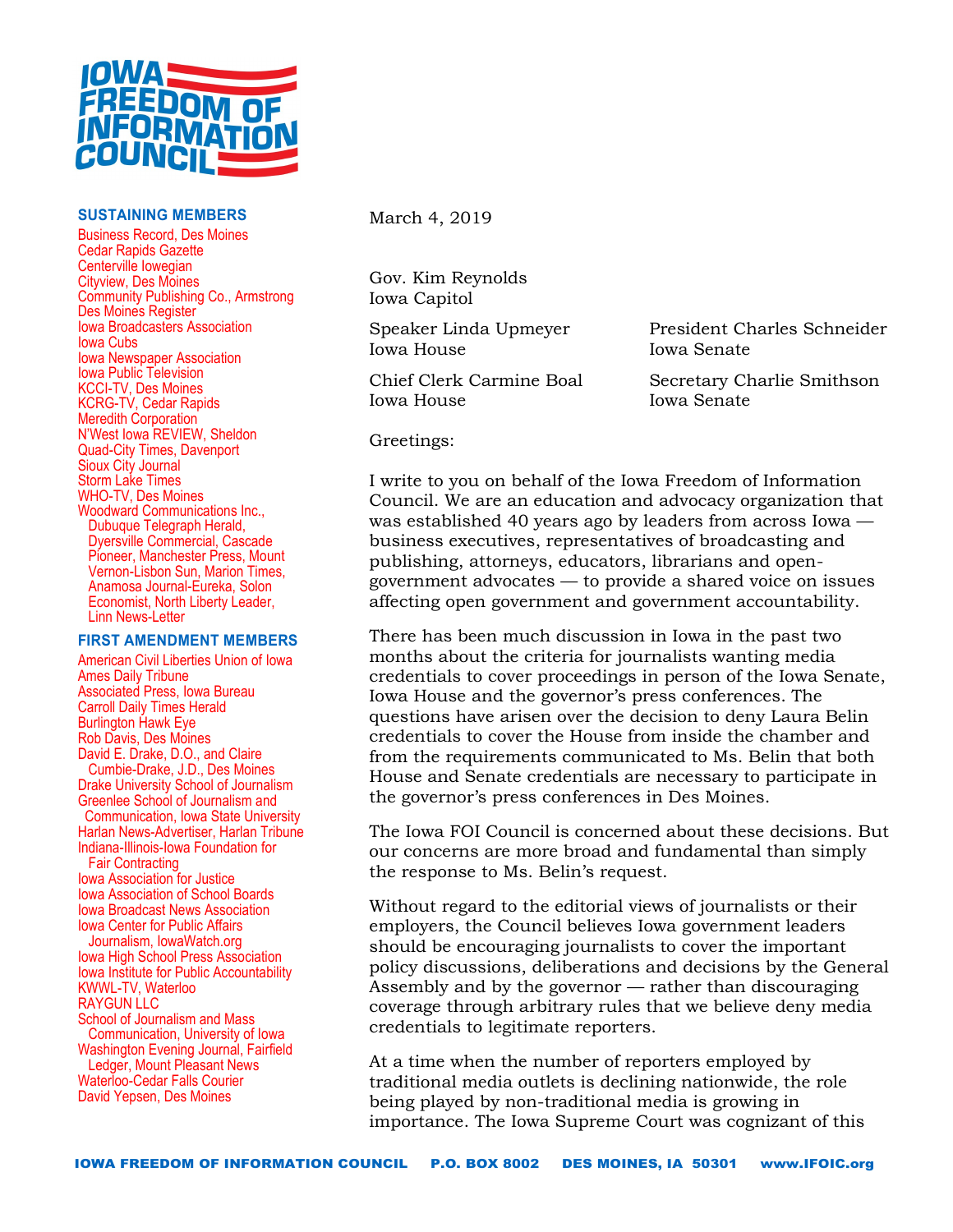# IOWA FREEDOM OF INFORMATION COUNCIL

**SUSTAINING MEMBERS**

Business Record, Des Moines
Cedar Rapids Gazette
Centerville Iowegian
Cityview, Des Moines
Community Publishing Co., Armstrong
Des Moines Register
Iowa Broadcasters Association
Iowa Cubs
Iowa Newspaper Association
Iowa Public Television
KCCI-TV, Des Moines
KCRG-TV, Cedar Rapids
Meredith Corporation
N'West Iowa REVIEW, Sheldon
Quad-City Times, Davenport
Sioux City Journal
Storm Lake Times
WHO-TV, Des Moines
Woodward Communications Inc., Dubuque Telegraph Herald, Dyersville Commercial, Cascade Pioneer, Manchester Press, Mount Vernon-Lisbon Sun, Marion Times, Anamosa Journal-Eureka, Solon Economist, North Liberty Leader, Linn News-Letter

**FIRST AMENDMENT MEMBERS**

American Civil Liberties Union of Iowa
Ames Daily Tribune
Associated Press, Iowa Bureau
Carroll Daily Times Herald
Burlington Hawk Eye
Rob Davis, Des Moines
David E. Drake, D.O., and Claire Cumbie-Drake, J.D., Des Moines
Drake University School of Journalism
Greenlee School of Journalism and Communication, Iowa State University
Harlan News-Advertiser, Harlan Tribune
Indiana-Illinois-Iowa Foundation for Fair Contracting
Iowa Association for Justice
Iowa Association of School Boards
Iowa Broadcast News Association
Iowa Center for Public Affairs Journalism, IowaWatch.org
Iowa High School Press Association
Iowa Institute for Public Accountability
KWWL-TV, Waterloo
RAYGUN LLC
School of Journalism and Mass Communication, University of Iowa
Washington Evening Journal, Fairfield Ledger, Mount Pleasant News
Waterloo-Cedar Falls Courier
David Yepsen, Des Moines

March 4, 2019

Gov. Kim Reynolds
Iowa Capitol

Speaker Linda Upmeyer
Iowa House

President Charles Schneider
Iowa Senate

Chief Clerk Carmine Boal
Iowa House

Secretary Charlie Smithson
Iowa Senate

Greetings:

I write to you on behalf of the Iowa Freedom of Information Council. We are an education and advocacy organization that was established 40 years ago by leaders from across Iowa — business executives, representatives of broadcasting and publishing, attorneys, educators, librarians and open-government advocates — to provide a shared voice on issues affecting open government and government accountability.

There has been much discussion in Iowa in the past two months about the criteria for journalists wanting media credentials to cover proceedings in person of the Iowa Senate, Iowa House and the governor's press conferences. The questions have arisen over the decision to deny Laura Belin credentials to cover the House from inside the chamber and from the requirements communicated to Ms. Belin that both House and Senate credentials are necessary to participate in the governor's press conferences in Des Moines.

The Iowa FOI Council is concerned about these decisions. But our concerns are more broad and fundamental than simply the response to Ms. Belin's request.

Without regard to the editorial views of journalists or their employers, the Council believes Iowa government leaders should be encouraging journalists to cover the important policy discussions, deliberations and decisions by the General Assembly and by the governor — rather than discouraging coverage through arbitrary rules that we believe deny media credentials to legitimate reporters.

At a time when the number of reporters employed by traditional media outlets is declining nationwide, the role being played by non-traditional media is growing in importance. The Iowa Supreme Court was cognizant of this

IOWA FREEDOM OF INFORMATION COUNCIL P.O. BOX 8002 DES MOINES, IA 50301 www.IFOIC.org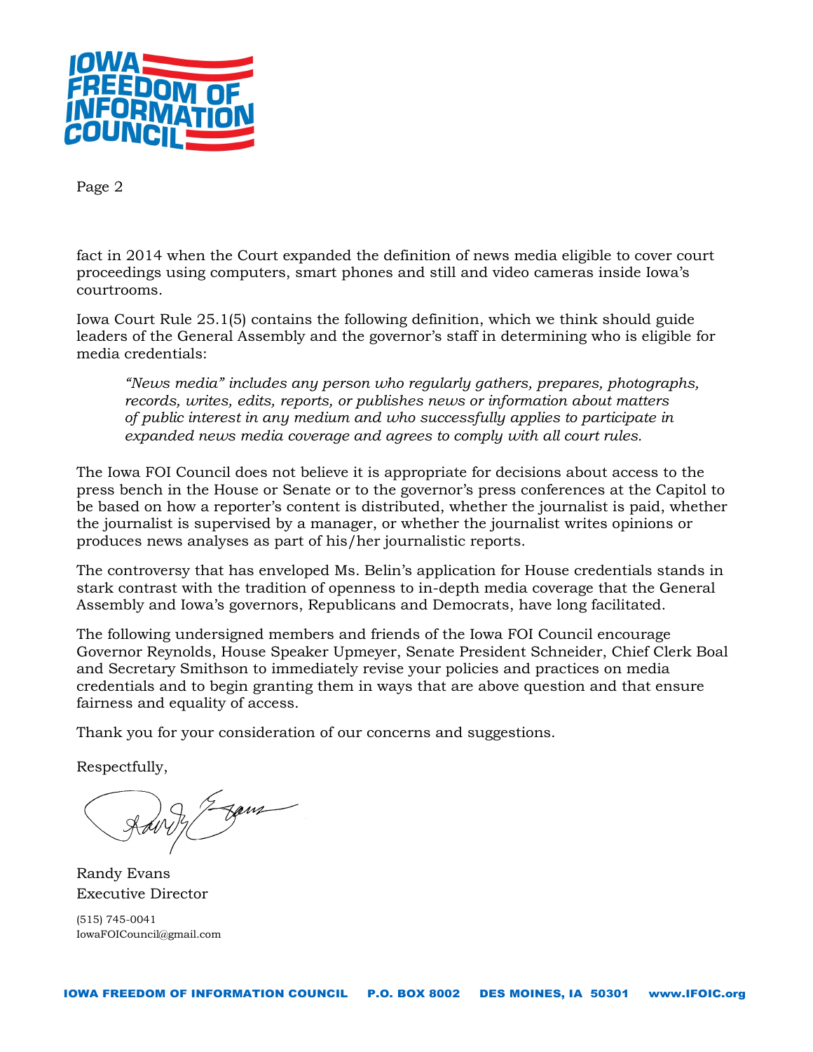fact in 2014 when the Court expanded the definition of news media eligible to cover court proceedings using computers, smart phones and still and video cameras inside Iowa's courtrooms.

Iowa Court Rule 25.1(5) contains the following definition, which we think should guide leaders of the General Assembly and the governor's staff in determining who is eligible for media credentials:

> *"News media" includes any person who regularly gathers, prepares, photographs, records, writes, edits, reports, or publishes news or information about matters of public interest in any medium and who successfully applies to participate in expanded news media coverage and agrees to comply with all court rules.*

The Iowa FOI Council does not believe it is appropriate for decisions about access to the press bench in the House or Senate or to the governor's press conferences at the Capitol to be based on how a reporter's content is distributed, whether the journalist is paid, whether the journalist is supervised by a manager, or whether the journalist writes opinions or produces news analyses as part of his/her journalistic reports.

The controversy that has enveloped Ms. Belin's application for House credentials stands in stark contrast with the tradition of openness to in-depth media coverage that the General Assembly and Iowa's governors, Republicans and Democrats, have long facilitated.

The following undersigned members and friends of the Iowa FOI Council encourage Governor Reynolds, House Speaker Upmeyer, Senate President Schneider, Chief Clerk Boal and Secretary Smithson to immediately revise your policies and practices on media credentials and to begin granting them in ways that are above question and that ensure fairness and equality of access.

Thank you for your consideration of our concerns and suggestions.

Respectfully,

Randy Evans
Executive Director

(515) 745-0041
IowaFOICouncil@gmail.com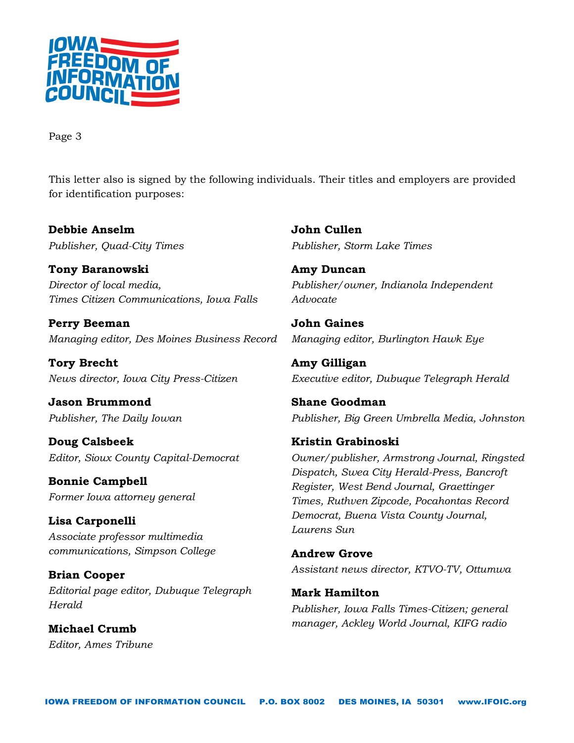This letter also is signed by the following individuals. Their titles and employers are provided for identification purposes:

**Debbie Anselm**
*Publisher, Quad-City Times*

**Tony Baranowski**
*Director of local media, Times Citizen Communications, Iowa Falls*

**Perry Beeman**
*Managing editor, Des Moines Business Record*

**Tory Brecht**
*News director, Iowa City Press-Citizen*

**Jason Brummond**
*Publisher, The Daily Iowan*

**Doug Calsbeek**
*Editor, Sioux County Capital-Democrat*

**Bonnie Campbell**
*Former Iowa attorney general*

**Lisa Carponelli**
*Associate professor multimedia communications, Simpson College*

**Brian Cooper**
*Editorial page editor, Dubuque Telegraph Herald*

**Michael Crumb**
*Editor, Ames Tribune*

**John Cullen**
*Publisher, Storm Lake Times*

**Amy Duncan**
*Publisher/owner, Indianola Independent Advocate*

**John Gaines**
*Managing editor, Burlington Hawk Eye*

**Amy Gilligan**
*Executive editor, Dubuque Telegraph Herald*

**Shane Goodman**
*Publisher, Big Green Umbrella Media, Johnston*

**Kristin Grabinoski**
*Owner/publisher, Armstrong Journal, Ringsted Dispatch, Swea City Herald-Press, Bancroft Register, West Bend Journal, Graettinger Times, Ruthven Zipcode, Pocahontas Record Democrat, Buena Vista County Journal, Laurens Sun*

**Andrew Grove**
*Assistant news director, KTVO-TV, Ottumwa*

**Mark Hamilton**
*Publisher, Iowa Falls Times-Citizen; general manager, Ackley World Journal, KIFG radio*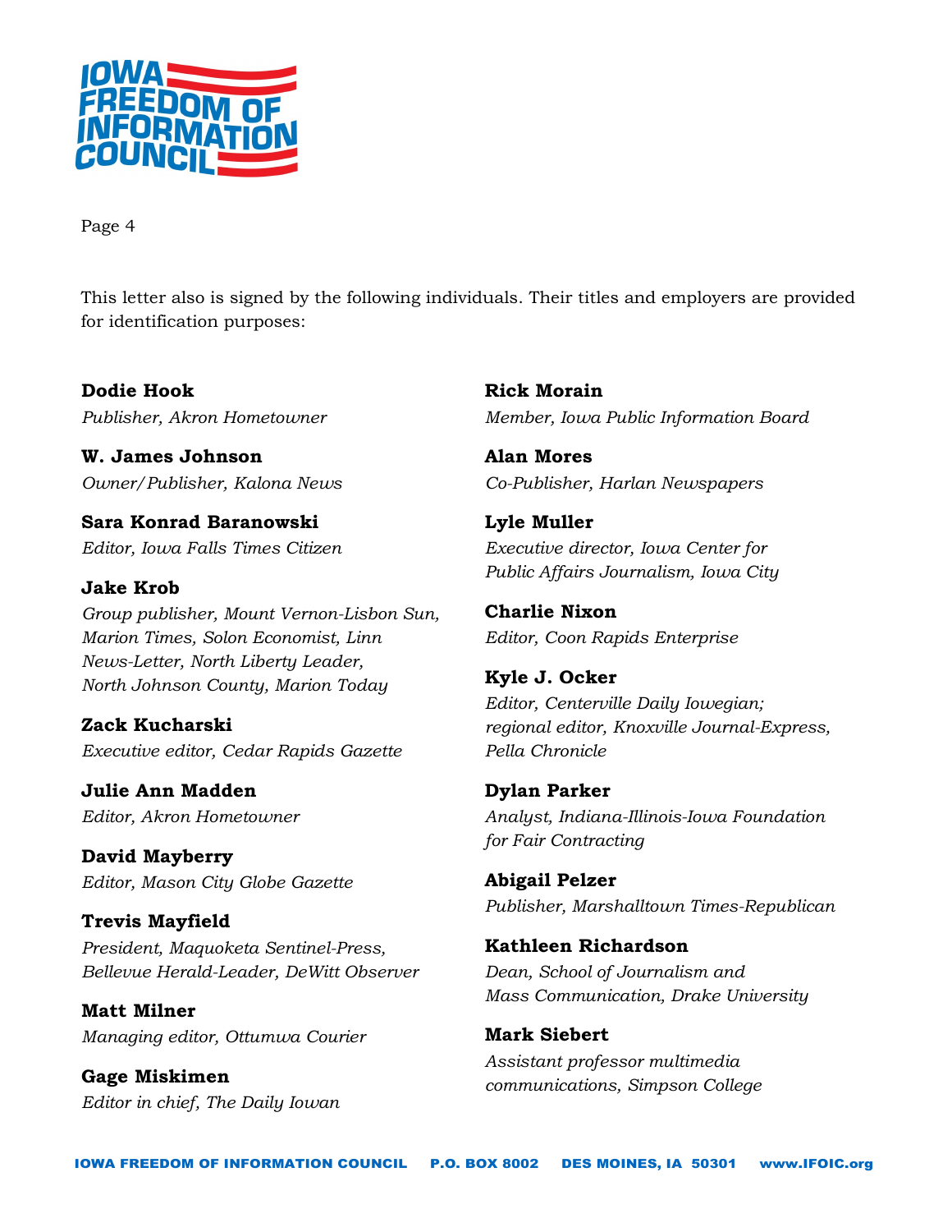Page 4

This letter also is signed by the following individuals. Their titles and employers are provided for identification purposes:

**Dodie Hook**
*Publisher, Akron Hometowner*

**W. James Johnson**
*Owner/Publisher, Kalona News*

**Sara Konrad Baranowski**
*Editor, Iowa Falls Times Citizen*

**Jake Krob**
*Group publisher, Mount Vernon-Lisbon Sun, Marion Times, Solon Economist, Linn News-Letter, North Liberty Leader, North Johnson County, Marion Today*

**Zack Kucharski**
*Executive editor, Cedar Rapids Gazette*

**Julie Ann Madden**
*Editor, Akron Hometowner*

**David Mayberry**
*Editor, Mason City Globe Gazette*

**Trevis Mayfield**
*President, Maquoketa Sentinel-Press, Bellevue Herald-Leader, DeWitt Observer*

**Matt Milner**
*Managing editor, Ottumwa Courier*

**Gage Miskimen**
*Editor in chief, The Daily Iowan*

**Rick Morain**
*Member, Iowa Public Information Board*

**Alan Mores**
*Co-Publisher, Harlan Newspapers*

**Lyle Muller**
*Executive director, Iowa Center for Public Affairs Journalism, Iowa City*

**Charlie Nixon**
*Editor, Coon Rapids Enterprise*

**Kyle J. Ocker**
*Editor, Centerville Daily Iowegian; regional editor, Knoxville Journal-Express, Pella Chronicle*

**Dylan Parker**
*Analyst, Indiana-Illinois-Iowa Foundation for Fair Contracting*

**Abigail Pelzer**
*Publisher, Marshalltown Times-Republican*

**Kathleen Richardson**
*Dean, School of Journalism and Mass Communication, Drake University*

**Mark Siebert**
*Assistant professor multimedia communications, Simpson College*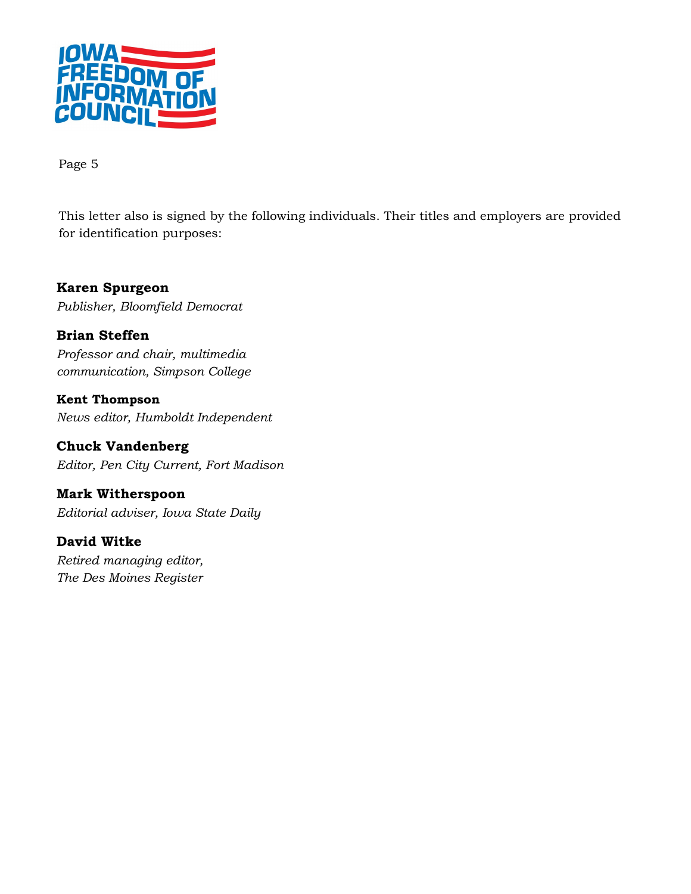This letter also is signed by the following individuals. Their titles and employers are provided for identification purposes:

**Karen Spurgeon**
*Publisher, Bloomfield Democrat*

**Brian Steffen**
*Professor and chair, multimedia communication, Simpson College*

**Kent Thompson**
*News editor, Humboldt Independent*

**Chuck Vandenberg**
*Editor, Pen City Current, Fort Madison*

**Mark Witherspoon**
*Editorial adviser, Iowa State Daily*

**David Witke**
*Retired managing editor, The Des Moines Register*